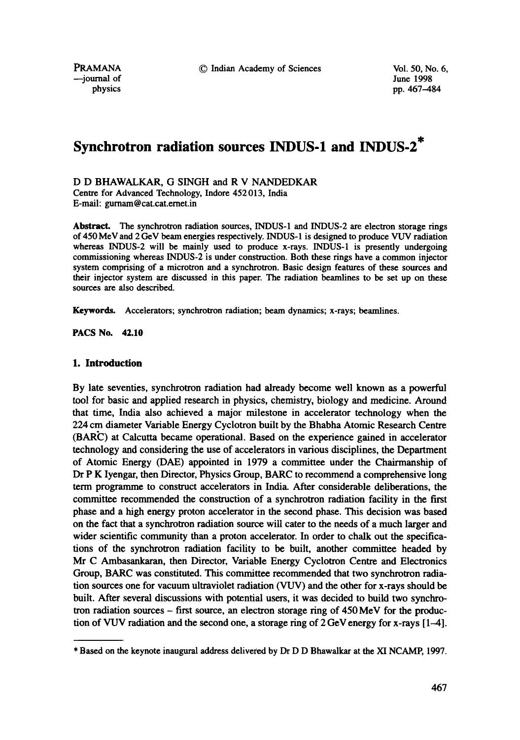# Synchrotron radiation sources INDUS-1 and INDUS-2*

D D BHAWALKAR, G SINGH and R V NANDEDKAR

Centre for Advanced Technology, Indore 452 013, India

E-mail: gurnam@cat.cat.ernet.in

**Abstract.** The synchrotron radiation sources, INDUS-1 and INDUS-2 are electron storage rings of 450 MeV and 2 GeV beam energies respectively. INDUS-1 is designed to produce VUV radiation whereas INDUS-2 will be mainly used to produce x-rays. INDUS-1 is presently undergoing commissioning whereas INDUS-2 is under construction. Both these rings have a common injector system comprising of a microtron and a synchrotron. Basic design features of these sources and their injector system are discussed in this paper. The radiation beamlines to be set up on these sources are also described.

**Keywords.** Accelerators; synchrotron radiation; beam dynamics; x-rays; beamlines.

**PACS No. 42.10**

## 1. Introduction

By late seventies, synchrotron radiation had already become well known as a powerful tool for basic and applied research in physics, chemistry, biology and medicine. Around that time, India also achieved a major milestone in accelerator technology when the 224 cm diameter Variable Energy Cyclotron built by the Bhabha Atomic Research Centre (BARC) at Calcutta became operational. Based on the experience gained in accelerator technology and considering the use of accelerators in various disciplines, the Department of Atomic Energy (DAE) appointed in 1979 a committee under the Chairmanship of Dr P K Iyengar, then Director, Physics Group, BARC to recommend a comprehensive long term programme to construct accelerators in India. After considerable deliberations, the committee recommended the construction of a synchrotron radiation facility in the first phase and a high energy proton accelerator in the second phase. This decision was based on the fact that a synchrotron radiation source will cater to the needs of a much larger and wider scientific community than a proton accelerator. In order to chalk out the specifications of the synchrotron radiation facility to be built, another committee headed by Mr C Ambasankaran, then Director, Variable Energy Cyclotron Centre and Electronics Group, BARC was constituted. This committee recommended that two synchrotron radiation sources one for vacuum ultraviolet radiation (VUV) and the other for x-rays should be built. After several discussions with potential users, it was decided to build two synchrotron radiation sources – first source, an electron storage ring of 450 MeV for the production of VUV radiation and the second one, a storage ring of 2 GeV energy for x-rays [1–4].

* Based on the keynote inaugural address delivered by Dr D D Bhawalkar at the XI NCAMP, 1997.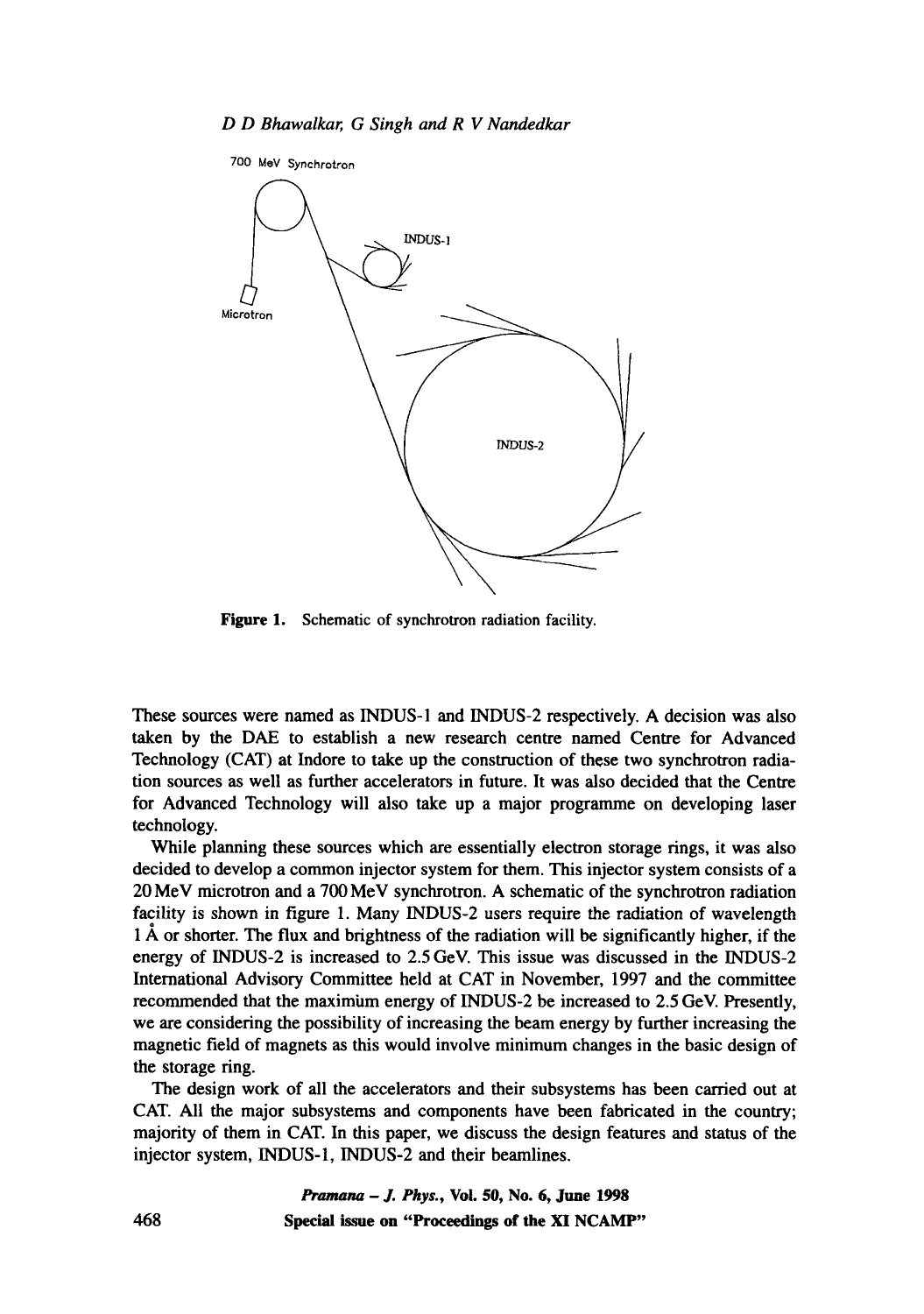Figure 1. Schematic of synchrotron radiation facility.

These sources were named as INDUS-1 and INDUS-2 respectively. A decision was also taken by the DAE to establish a new research centre named Centre for Advanced Technology (CAT) at Indore to take up the construction of these two synchrotron radiation sources as well as further accelerators in future. It was also decided that the Centre for Advanced Technology will also take up a major programme on developing laser technology.

While planning these sources which are essentially electron storage rings, it was also decided to develop a common injector system for them. This injector system consists of a 20 MeV microtron and a 700 MeV synchrotron. A schematic of the synchrotron radiation facility is shown in figure 1. Many INDUS-2 users require the radiation of wavelength 1 Å or shorter. The flux and brightness of the radiation will be significantly higher, if the energy of INDUS-2 is increased to 2.5 GeV. This issue was discussed in the INDUS-2 International Advisory Committee held at CAT in November, 1997 and the committee recommended that the maximum energy of INDUS-2 be increased to 2.5 GeV. Presently, we are considering the possibility of increasing the beam energy by further increasing the magnetic field of magnets as this would involve minimum changes in the basic design of the storage ring.

The design work of all the accelerators and their subsystems has been carried out at CAT. All the major subsystems and components have been fabricated in the country; majority of them in CAT. In this paper, we discuss the design features and status of the injector system, INDUS-1, INDUS-2 and their beamlines.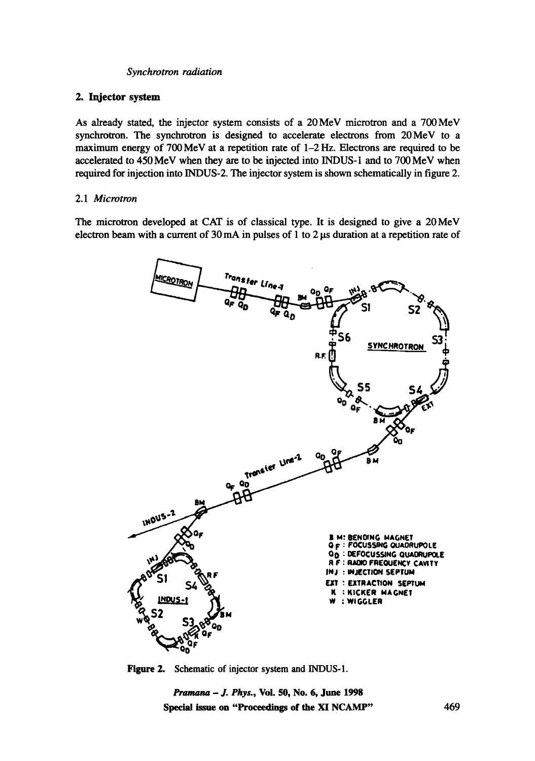## 2. Injector system

As already stated, the injector system consists of a 20 MeV microtron and a 700 MeV synchrotron. The synchrotron is designed to accelerate electrons from 20 MeV to a maximum energy of 700 MeV at a repetition rate of 1–2 Hz. Electrons are required to be accelerated to 450 MeV when they are to be injected into INDUS-1 and to 700 MeV when required for injection into INDUS-2. The injector system is shown schematically in figure 2.

### 2.1 *Microtron*

The microtron developed at CAT is of classical type. It is designed to give a 20 MeV electron beam with a current of 30 mA in pulses of 1 to 2 μs duration at a repetition rate of

**Figure 2.** Schematic of injector system and INDUS-1.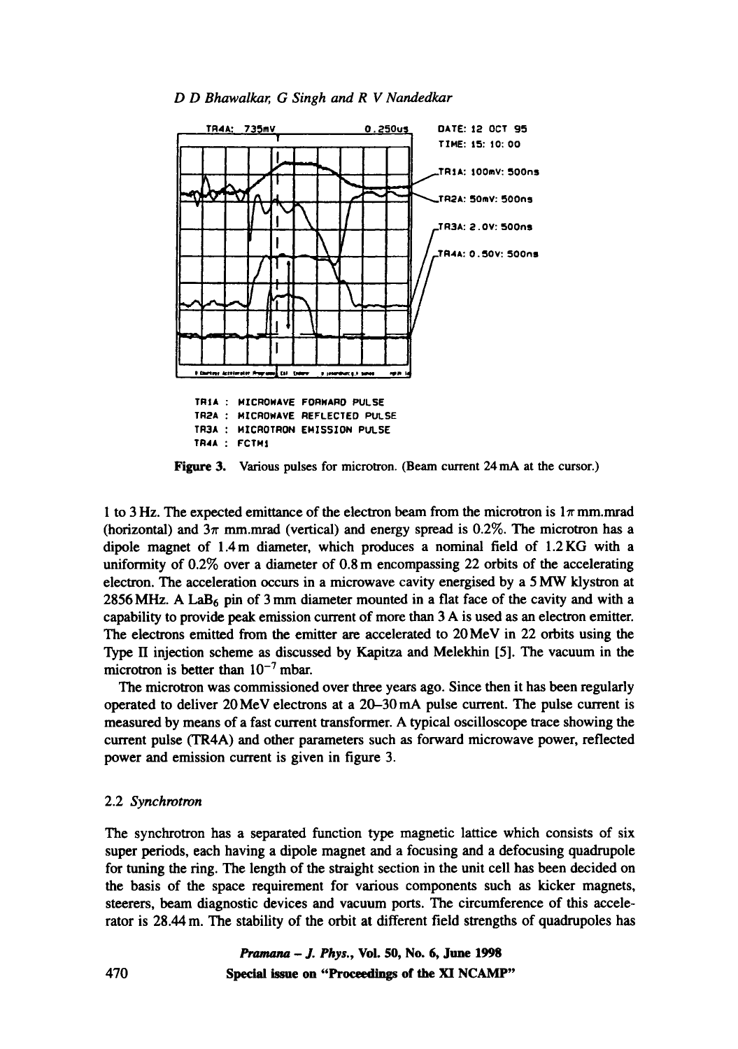TR1A : MICROWAVE FORWARD PULSE
TR2A : MICROWAVE REFLECTED PULSE
TR3A : MICROTRON EMISSION PULSE
TR4A : FCTM1

**Figure 3.** Various pulses for microtron. (Beam current 24 mA at the cursor.)

1 to 3 Hz. The expected emittance of the electron beam from the microtron is $1\pi$ mm.mrad (horizontal) and $3\pi$ mm.mrad (vertical) and energy spread is 0.2%. The microtron has a dipole magnet of 1.4 m diameter, which produces a nominal field of 1.2 KG with a uniformity of 0.2% over a diameter of 0.8 m encompassing 22 orbits of the accelerating electron. The acceleration occurs in a microwave cavity energised by a 5 MW klystron at 2856 MHz. A $LaB_6$ pin of 3 mm diameter mounted in a flat face of the cavity and with a capability to provide peak emission current of more than 3 A is used as an electron emitter. The electrons emitted from the emitter are accelerated to 20 MeV in 22 orbits using the Type II injection scheme as discussed by Kapitza and Melekhin [5]. The vacuum in the microtron is better than $10^{-7}$ mbar.

The microtron was commissioned over three years ago. Since then it has been regularly operated to deliver 20 MeV electrons at a 20–30 mA pulse current. The pulse current is measured by means of a fast current transformer. A typical oscilloscope trace showing the current pulse (TR4A) and other parameters such as forward microwave power, reflected power and emission current is given in figure 3.

### 2.2 *Synchrotron*

The synchrotron has a separated function type magnetic lattice which consists of six super periods, each having a dipole magnet and a focusing and a defocusing quadrupole for tuning the ring. The length of the straight section in the unit cell has been decided on the basis of the space requirement for various components such as kicker magnets, steerers, beam diagnostic devices and vacuum ports. The circumference of this accelerator is 28.44 m. The stability of the orbit at different field strengths of quadrupoles has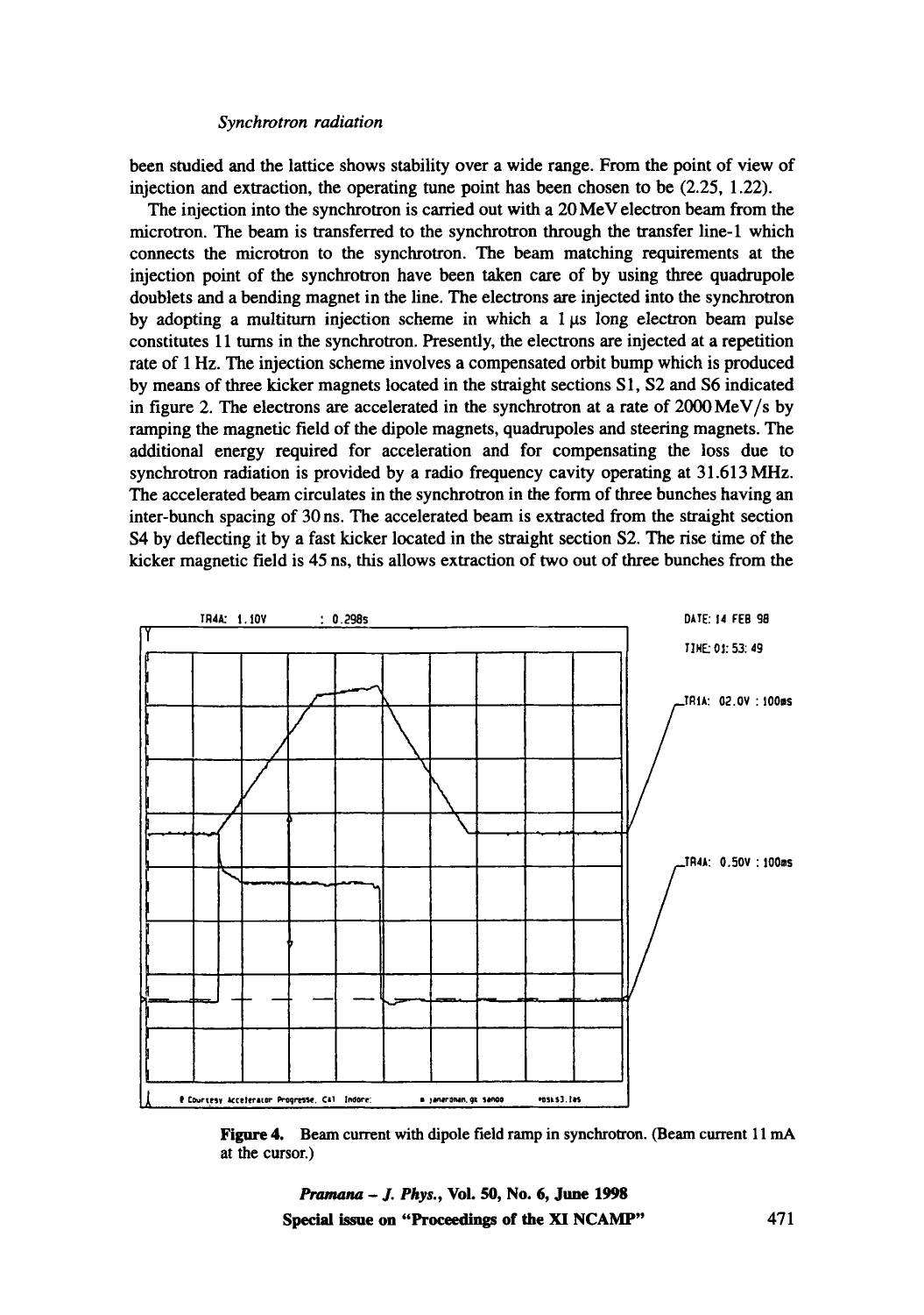been studied and the lattice shows stability over a wide range. From the point of view of injection and extraction, the operating tune point has been chosen to be (2.25, 1.22).

The injection into the synchrotron is carried out with a 20 MeV electron beam from the microtron. The beam is transferred to the synchrotron through the transfer line-1 which connects the microtron to the synchrotron. The beam matching requirements at the injection point of the synchrotron have been taken care of by using three quadrupole doublets and a bending magnet in the line. The electrons are injected into the synchrotron by adopting a multiturn injection scheme in which a 1 μs long electron beam pulse constitutes 11 turns in the synchrotron. Presently, the electrons are injected at a repetition rate of 1 Hz. The injection scheme involves a compensated orbit bump which is produced by means of three kicker magnets located in the straight sections S1, S2 and S6 indicated in figure 2. The electrons are accelerated in the synchrotron at a rate of 2000 MeV/s by ramping the magnetic field of the dipole magnets, quadrupoles and steering magnets. The additional energy required for acceleration and for compensating the loss due to synchrotron radiation is provided by a radio frequency cavity operating at 31.613 MHz. The accelerated beam circulates in the synchrotron in the form of three bunches having an inter-bunch spacing of 30 ns. The accelerated beam is extracted from the straight section S4 by deflecting it by a fast kicker located in the straight section S2. The rise time of the kicker magnetic field is 45 ns, this allows extraction of two out of three bunches from the

**Figure 4.** Beam current with dipole field ramp in synchrotron. (Beam current 11 mA at the cursor.)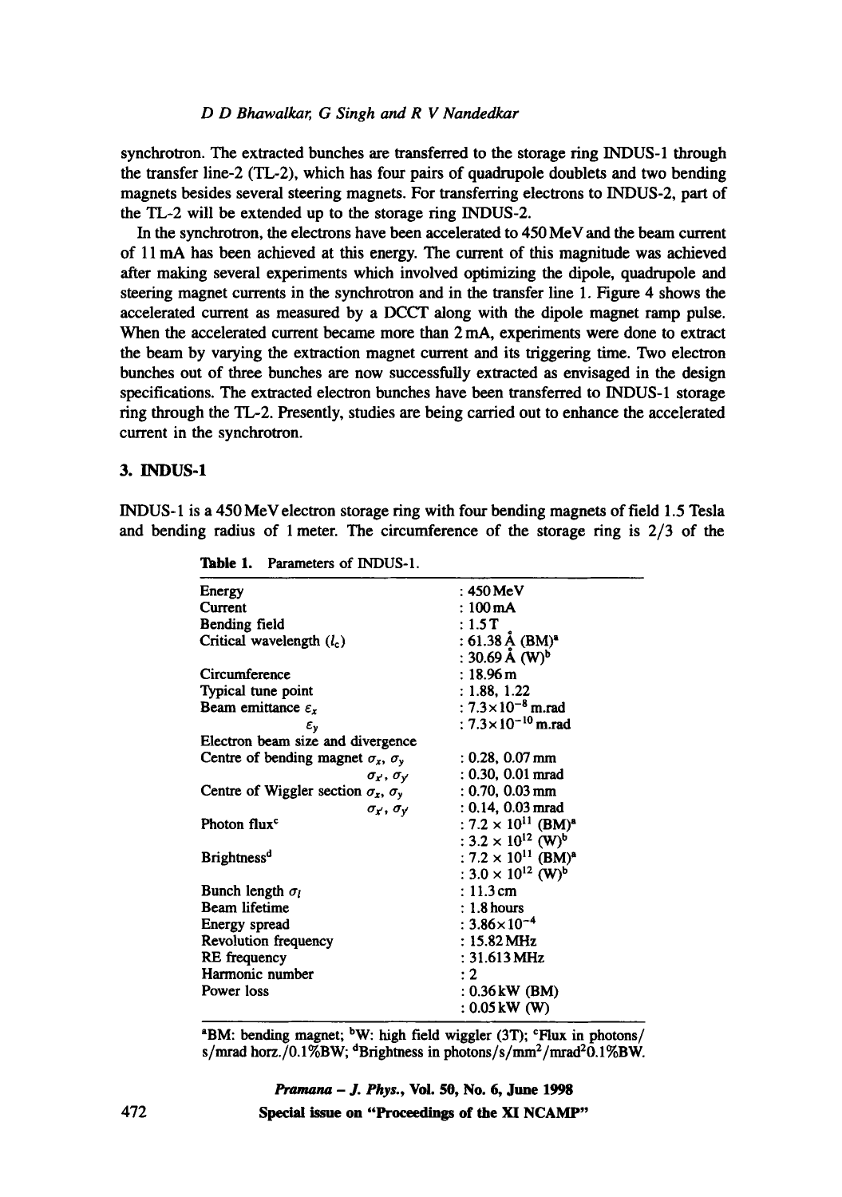synchrotron. The extracted bunches are transferred to the storage ring INDUS-1 through the transfer line-2 (TL-2), which has four pairs of quadrupole doublets and two bending magnets besides several steering magnets. For transferring electrons to INDUS-2, part of the TL-2 will be extended up to the storage ring INDUS-2.

In the synchrotron, the electrons have been accelerated to 450 MeV and the beam current of 11 mA has been achieved at this energy. The current of this magnitude was achieved after making several experiments which involved optimizing the dipole, quadrupole and steering magnet currents in the synchrotron and in the transfer line 1. Figure 4 shows the accelerated current as measured by a DCCT along with the dipole magnet ramp pulse. When the accelerated current became more than 2 mA, experiments were done to extract the beam by varying the extraction magnet current and its triggering time. Two electron bunches out of three bunches are now successfully extracted as envisaged in the design specifications. The extracted electron bunches have been transferred to INDUS-1 storage ring through the TL-2. Presently, studies are being carried out to enhance the accelerated current in the synchrotron.

## 3. INDUS-1

INDUS-1 is a 450 MeV electron storage ring with four bending magnets of field 1.5 Tesla and bending radius of 1 meter. The circumference of the storage ring is 2/3 of the

**Table 1.** Parameters of INDUS-1.

| | |
|---|---|
| Energy | : 450 MeV |
| Current | : 100 mA |
| Bending field | : 1.5 T |
| Critical wavelength ($l_c$) | : 61.38 Å (BM)[a] |
| | : 30.69 Å (W)[b] |
| Circumference | : 18.96 m |
| Typical tune point | : 1.88, 1.22 |
| Beam emittance $\varepsilon_x$ | : $7.3\times10^{-8}$ m.rad |
| $\varepsilon_y$ | : $7.3\times10^{-10}$ m.rad |
| Electron beam size and divergence | |
| Centre of bending magnet $\sigma_x$, $\sigma_y$ | : 0.28, 0.07 mm |
| $\sigma_{x'}$, $\sigma_{y'}$ | : 0.30, 0.01 mrad |
| Centre of Wiggler section $\sigma_x$, $\sigma_y$ | : 0.70, 0.03 mm |
| $\sigma_{x'}$, $\sigma_{y'}$ | : 0.14, 0.03 mrad |
| Photon flux[c] | : $7.2\times10^{11}$ (BM)[a] |
| | : $3.2\times10^{12}$ (W)[b] |
| Brightness[d] | : $7.2\times10^{11}$ (BM)[a] |
| | : $3.0\times10^{12}$ (W)[b] |
| Bunch length $\sigma_l$ | : 11.3 cm |
| Beam lifetime | : 1.8 hours |
| Energy spread | : $3.86\times10^{-4}$ |
| Revolution frequency | : 15.82 MHz |
| RE frequency | : 31.613 MHz |
| Harmonic number | : 2 |
| Power loss | : 0.36 kW (BM) |
| | : 0.05 kW (W) |

[a]BM: bending magnet; [b]W: high field wiggler (3T); [c]Flux in photons/s/mrad horz./0.1%BW; [d]Brightness in photons/s/mm²/mrad²0.1%BW.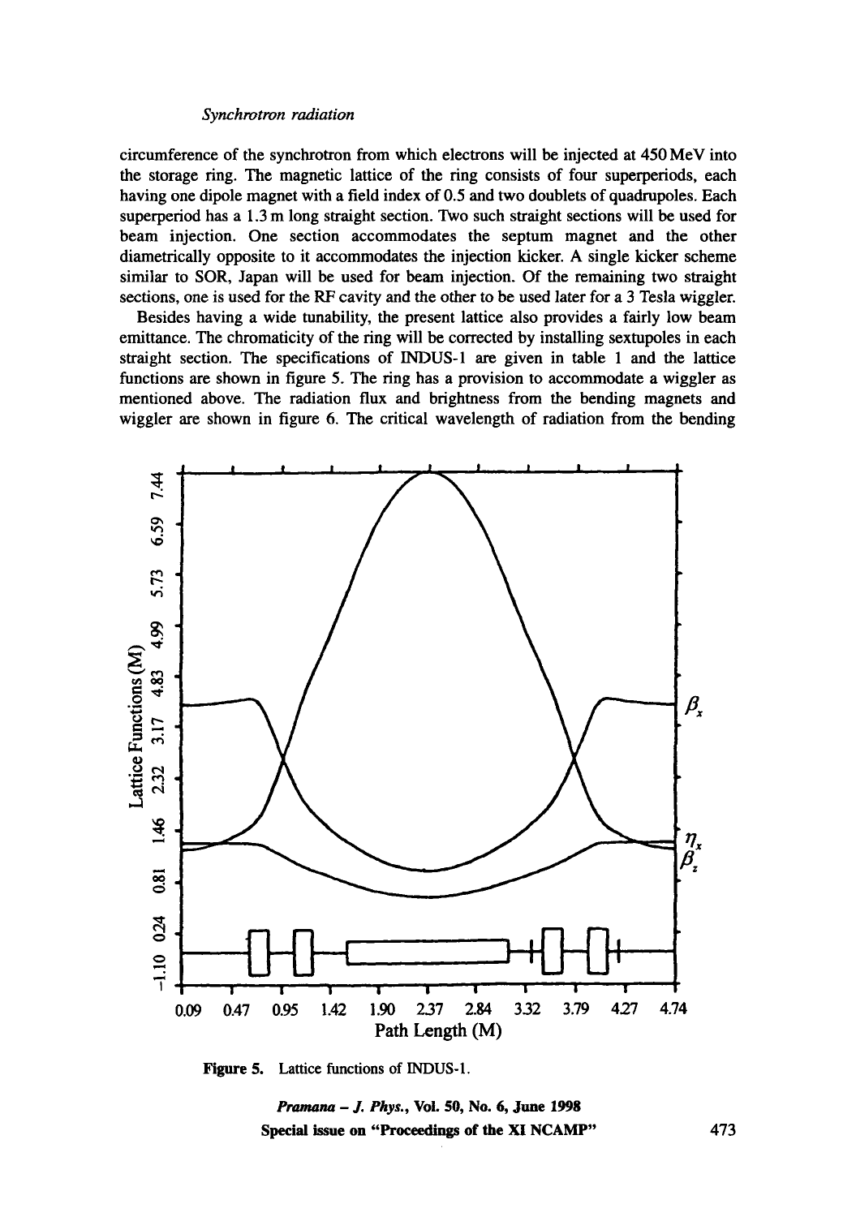circumference of the synchrotron from which electrons will be injected at 450 MeV into the storage ring. The magnetic lattice of the ring consists of four superperiods, each having one dipole magnet with a field index of 0.5 and two doublets of quadrupoles. Each superperiod has a 1.3 m long straight section. Two such straight sections will be used for beam injection. One section accommodates the septum magnet and the other diametrically opposite to it accommodates the injection kicker. A single kicker scheme similar to SOR, Japan will be used for beam injection. Of the remaining two straight sections, one is used for the RF cavity and the other to be used later for a 3 Tesla wiggler.

Besides having a wide tunability, the present lattice also provides a fairly low beam emittance. The chromaticity of the ring will be corrected by installing sextupoles in each straight section. The specifications of INDUS-1 are given in table 1 and the lattice functions are shown in figure 5. The ring has a provision to accommodate a wiggler as mentioned above. The radiation flux and brightness from the bending magnets and wiggler are shown in figure 6. The critical wavelength of radiation from the bending

**Figure 5.** Lattice functions of INDUS-1.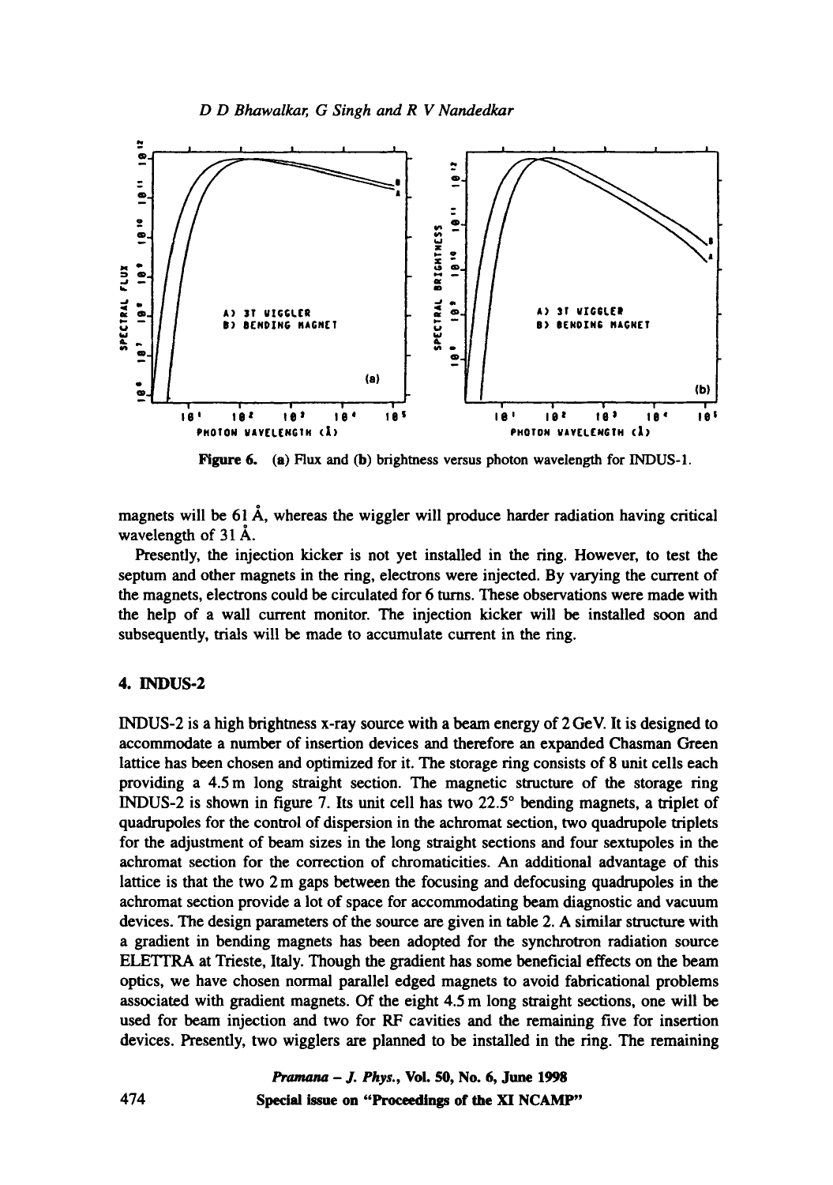Figure 6. (a) Flux and (b) brightness versus photon wavelength for INDUS-1.

magnets will be 61 Å, whereas the wiggler will produce harder radiation having critical wavelength of 31 Å.

Presently, the injection kicker is not yet installed in the ring. However, to test the septum and other magnets in the ring, electrons were injected. By varying the current of the magnets, electrons could be circulated for 6 turns. These observations were made with the help of a wall current monitor. The injection kicker will be installed soon and subsequently, trials will be made to accumulate current in the ring.

## 4. INDUS-2

INDUS-2 is a high brightness x-ray source with a beam energy of 2 GeV. It is designed to accommodate a number of insertion devices and therefore an expanded Chasman Green lattice has been chosen and optimized for it. The storage ring consists of 8 unit cells each providing a 4.5 m long straight section. The magnetic structure of the storage ring INDUS-2 is shown in figure 7. Its unit cell has two 22.5° bending magnets, a triplet of quadrupoles for the control of dispersion in the achromat section, two quadrupole triplets for the adjustment of beam sizes in the long straight sections and four sextupoles in the achromat section for the correction of chromaticities. An additional advantage of this lattice is that the two 2 m gaps between the focusing and defocusing quadrupoles in the achromat section provide a lot of space for accommodating beam diagnostic and vacuum devices. The design parameters of the source are given in table 2. A similar structure with a gradient in bending magnets has been adopted for the synchrotron radiation source ELETTRA at Trieste, Italy. Though the gradient has some beneficial effects on the beam optics, we have chosen normal parallel edged magnets to avoid fabricational problems associated with gradient magnets. Of the eight 4.5 m long straight sections, one will be used for beam injection and two for RF cavities and the remaining five for insertion devices. Presently, two wigglers are planned to be installed in the ring. The remaining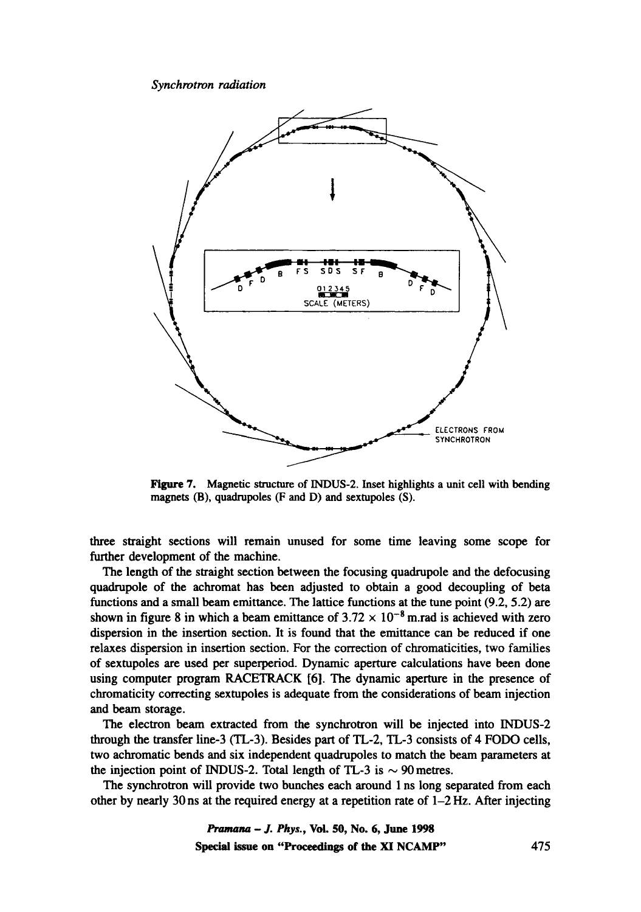Figure 7. Magnetic structure of INDUS-2. Inset highlights a unit cell with bending magnets (B), quadrupoles (F and D) and sextupoles (S).

three straight sections will remain unused for some time leaving some scope for further development of the machine.

The length of the straight section between the focusing quadrupole and the defocusing quadrupole of the achromat has been adjusted to obtain a good decoupling of beta functions and a small beam emittance. The lattice functions at the tune point (9.2, 5.2) are shown in figure 8 in which a beam emittance of $3.72 \times 10^{-8}$ m.rad is achieved with zero dispersion in the insertion section. It is found that the emittance can be reduced if one relaxes dispersion in insertion section. For the correction of chromaticities, two families of sextupoles are used per superperiod. Dynamic aperture calculations have been done using computer program RACETRACK [6]. The dynamic aperture in the presence of chromaticity correcting sextupoles is adequate from the considerations of beam injection and beam storage.

The electron beam extracted from the synchrotron will be injected into INDUS-2 through the transfer line-3 (TL-3). Besides part of TL-2, TL-3 consists of 4 FODO cells, two achromatic bends and six independent quadrupoles to match the beam parameters at the injection point of INDUS-2. Total length of TL-3 is $\sim 90$ metres.

The synchrotron will provide two bunches each around 1 ns long separated from each other by nearly 30 ns at the required energy at a repetition rate of 1–2 Hz. After injecting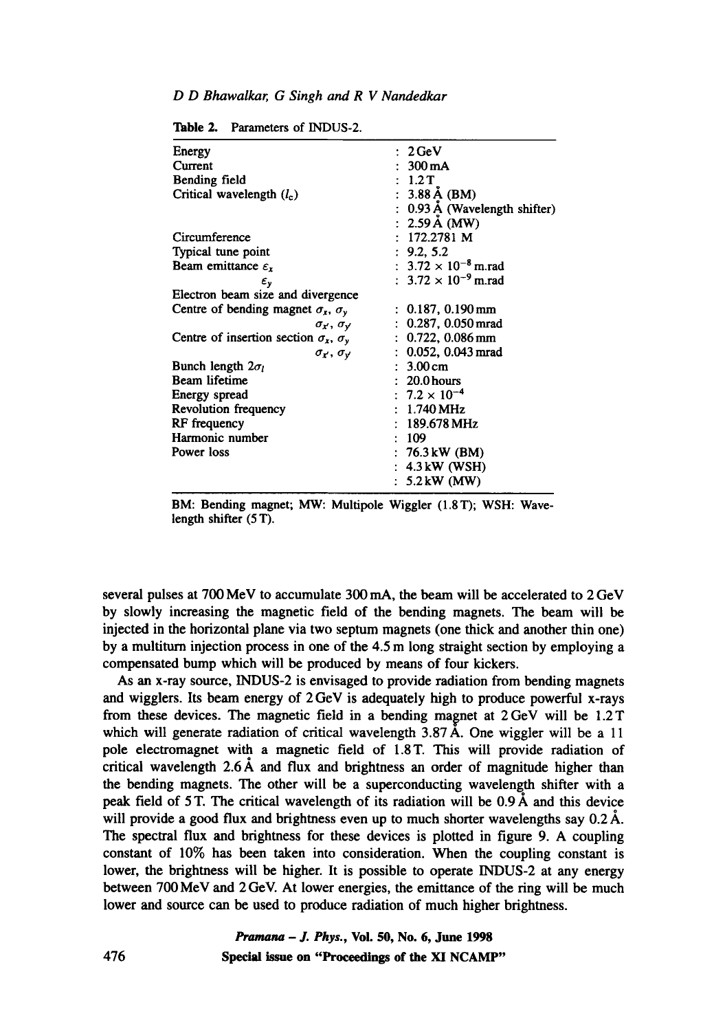**Table 2.** Parameters of INDUS-2.

| | |
|---|---|
| Energy | : 2 GeV |
| Current | : 300 mA |
| Bending field | : 1.2 T |
| Critical wavelength ($l_c$) | : 3.88 Å (BM) |
| | : 0.93 Å (Wavelength shifter) |
| | : 2.59 Å (MW) |
| Circumference | : 172.2781 M |
| Typical tune point | : 9.2, 5.2 |
| Beam emittance $\varepsilon_x$ | : $3.72 \times 10^{-8}$ m.rad |
| $\varepsilon_y$ | : $3.72 \times 10^{-9}$ m.rad |
| Electron beam size and divergence | |
| Centre of bending magnet $\sigma_x$, $\sigma_y$ | : 0.187, 0.190 mm |
| $\sigma_{x'}$, $\sigma_{y'}$ | : 0.287, 0.050 mrad |
| Centre of insertion section $\sigma_x$, $\sigma_y$ | : 0.722, 0.086 mm |
| $\sigma_{x'}$, $\sigma_{y'}$ | : 0.052, 0.043 mrad |
| Bunch length $2\sigma_l$ | : 3.00 cm |
| Beam lifetime | : 20.0 hours |
| Energy spread | : $7.2 \times 10^{-4}$ |
| Revolution frequency | : 1.740 MHz |
| RF frequency | : 189.678 MHz |
| Harmonic number | : 109 |
| Power loss | : 76.3 kW (BM) |
| | : 4.3 kW (WSH) |
| | : 5.2 kW (MW) |

BM: Bending magnet; MW: Multipole Wiggler (1.8 T); WSH: Wavelength shifter (5 T).

several pulses at 700 MeV to accumulate 300 mA, the beam will be accelerated to 2 GeV by slowly increasing the magnetic field of the bending magnets. The beam will be injected in the horizontal plane via two septum magnets (one thick and another thin one) by a multiturn injection process in one of the 4.5 m long straight section by employing a compensated bump which will be produced by means of four kickers.

As an x-ray source, INDUS-2 is envisaged to provide radiation from bending magnets and wigglers. Its beam energy of 2 GeV is adequately high to produce powerful x-rays from these devices. The magnetic field in a bending magnet at 2 GeV will be 1.2 T which will generate radiation of critical wavelength 3.87 Å. One wiggler will be a 11 pole electromagnet with a magnetic field of 1.8 T. This will provide radiation of critical wavelength 2.6 Å and flux and brightness an order of magnitude higher than the bending magnets. The other will be a superconducting wavelength shifter with a peak field of 5 T. The critical wavelength of its radiation will be 0.9 Å and this device will provide a good flux and brightness even up to much shorter wavelengths say 0.2 Å. The spectral flux and brightness for these devices is plotted in figure 9. A coupling constant of 10% has been taken into consideration. When the coupling constant is lower, the brightness will be higher. It is possible to operate INDUS-2 at any energy between 700 MeV and 2 GeV. At lower energies, the emittance of the ring will be much lower and source can be used to produce radiation of much higher brightness.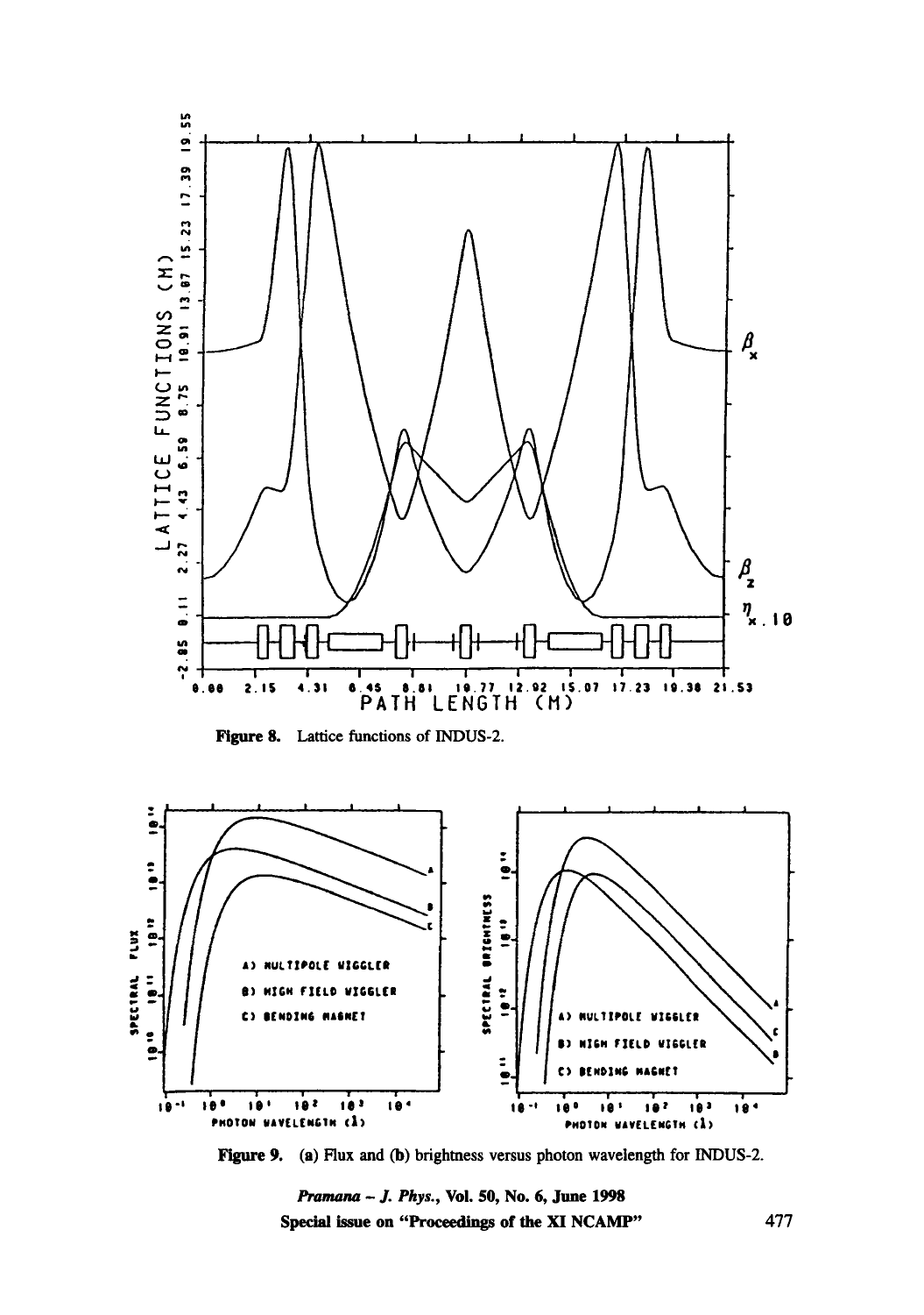Figure 8. Lattice functions of INDUS-2.

Figure 9. (a) Flux and (b) brightness versus photon wavelength for INDUS-2.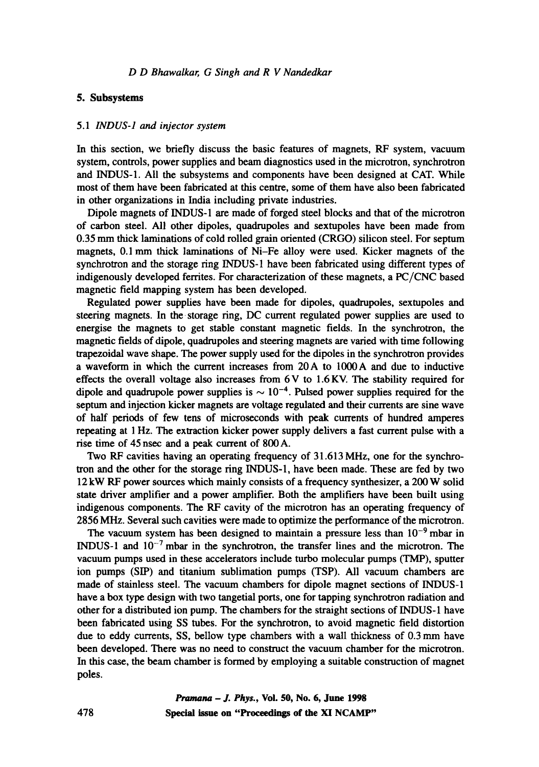## 5. Subsystems

### 5.1 *INDUS-1 and injector system*

In this section, we briefly discuss the basic features of magnets, RF system, vacuum system, controls, power supplies and beam diagnostics used in the microtron, synchrotron and INDUS-1. All the subsystems and components have been designed at CAT. While most of them have been fabricated at this centre, some of them have also been fabricated in other organizations in India including private industries.

Dipole magnets of INDUS-1 are made of forged steel blocks and that of the microtron of carbon steel. All other dipoles, quadrupoles and sextupoles have been made from 0.35 mm thick laminations of cold rolled grain oriented (CRGO) silicon steel. For septum magnets, 0.1 mm thick laminations of Ni–Fe alloy were used. Kicker magnets of the synchrotron and the storage ring INDUS-1 have been fabricated using different types of indigenously developed ferrites. For characterization of these magnets, a PC/CNC based magnetic field mapping system has been developed.

Regulated power supplies have been made for dipoles, quadrupoles, sextupoles and steering magnets. In the storage ring, DC current regulated power supplies are used to energise the magnets to get stable constant magnetic fields. In the synchrotron, the magnetic fields of dipole, quadrupoles and steering magnets are varied with time following trapezoidal wave shape. The power supply used for the dipoles in the synchrotron provides a waveform in which the current increases from 20 A to 1000 A and due to inductive effects the overall voltage also increases from 6 V to 1.6 KV. The stability required for dipole and quadrupole power supplies is $\sim 10^{-4}$. Pulsed power supplies required for the septum and injection kicker magnets are voltage regulated and their currents are sine wave of half periods of few tens of microseconds with peak currents of hundred amperes repeating at 1 Hz. The extraction kicker power supply delivers a fast current pulse with a rise time of 45 nsec and a peak current of 800 A.

Two RF cavities having an operating frequency of 31.613 MHz, one for the synchrotron and the other for the storage ring INDUS-1, have been made. These are fed by two 12 kW RF power sources which mainly consists of a frequency synthesizer, a 200 W solid state driver amplifier and a power amplifier. Both the amplifiers have been built using indigenous components. The RF cavity of the microtron has an operating frequency of 2856 MHz. Several such cavities were made to optimize the performance of the microtron.

The vacuum system has been designed to maintain a pressure less than $10^{-9}$ mbar in INDUS-1 and $10^{-7}$ mbar in the synchrotron, the transfer lines and the microtron. The vacuum pumps used in these accelerators include turbo molecular pumps (TMP), sputter ion pumps (SIP) and titanium sublimation pumps (TSP). All vacuum chambers are made of stainless steel. The vacuum chambers for dipole magnet sections of INDUS-1 have a box type design with two tangetial ports, one for tapping synchrotron radiation and other for a distributed ion pump. The chambers for the straight sections of INDUS-1 have been fabricated using SS tubes. For the synchrotron, to avoid magnetic field distortion due to eddy currents, SS, bellow type chambers with a wall thickness of 0.3 mm have been developed. There was no need to construct the vacuum chamber for the microtron. In this case, the beam chamber is formed by employing a suitable construction of magnet poles.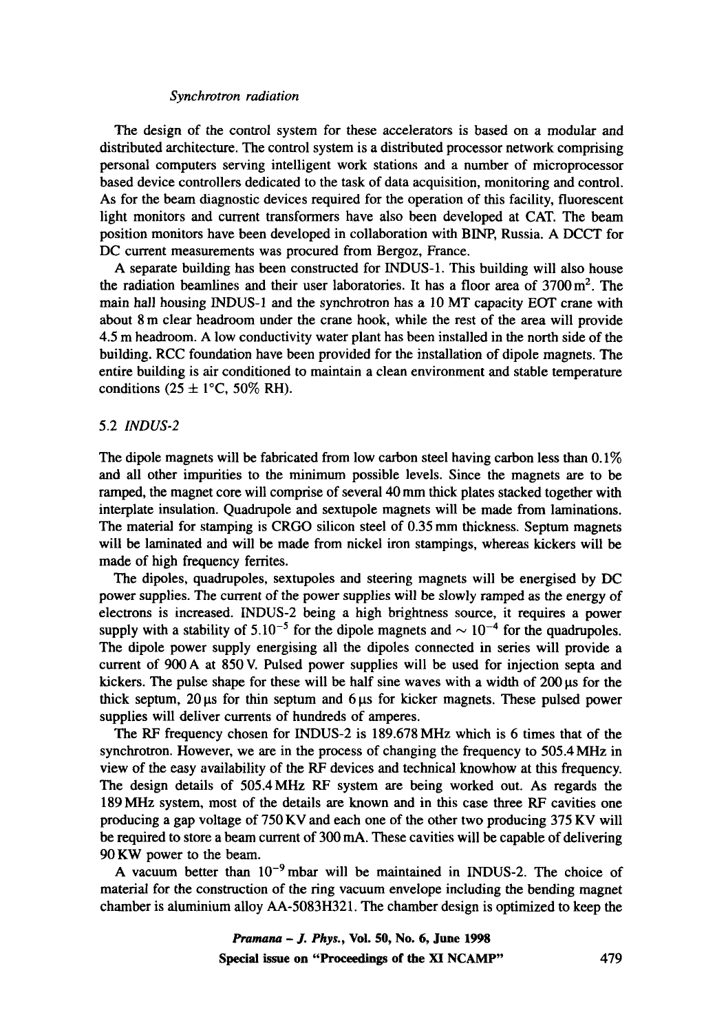The design of the control system for these accelerators is based on a modular and distributed architecture. The control system is a distributed processor network comprising personal computers serving intelligent work stations and a number of microprocessor based device controllers dedicated to the task of data acquisition, monitoring and control. As for the beam diagnostic devices required for the operation of this facility, fluorescent light monitors and current transformers have also been developed at CAT. The beam position monitors have been developed in collaboration with BINP, Russia. A DCCT for DC current measurements was procured from Bergoz, France.

A separate building has been constructed for INDUS-1. This building will also house the radiation beamlines and their user laboratories. It has a floor area of $3700\,\mathrm{m}^2$. The main hall housing INDUS-1 and the synchrotron has a 10 MT capacity EOT crane with about 8 m clear headroom under the crane hook, while the rest of the area will provide 4.5 m headroom. A low conductivity water plant has been installed in the north side of the building. RCC foundation have been provided for the installation of dipole magnets. The entire building is air conditioned to maintain a clean environment and stable temperature conditions ($25 \pm 1$°C, 50% RH).

### 5.2 *INDUS-2*

The dipole magnets will be fabricated from low carbon steel having carbon less than 0.1% and all other impurities to the minimum possible levels. Since the magnets are to be ramped, the magnet core will comprise of several 40 mm thick plates stacked together with interplate insulation. Quadrupole and sextupole magnets will be made from laminations. The material for stamping is CRGO silicon steel of 0.35 mm thickness. Septum magnets will be laminated and will be made from nickel iron stampings, whereas kickers will be made of high frequency ferrites.

The dipoles, quadrupoles, sextupoles and steering magnets will be energised by DC power supplies. The current of the power supplies will be slowly ramped as the energy of electrons is increased. INDUS-2 being a high brightness source, it requires a power supply with a stability of $5.10^{-5}$ for the dipole magnets and $\sim 10^{-4}$ for the quadrupoles. The dipole power supply energising all the dipoles connected in series will provide a current of 900 A at 850 V. Pulsed power supplies will be used for injection septa and kickers. The pulse shape for these will be half sine waves with a width of 200 μs for the thick septum, 20 μs for thin septum and 6 μs for kicker magnets. These pulsed power supplies will deliver currents of hundreds of amperes.

The RF frequency chosen for INDUS-2 is 189.678 MHz which is 6 times that of the synchrotron. However, we are in the process of changing the frequency to 505.4 MHz in view of the easy availability of the RF devices and technical knowhow at this frequency. The design details of 505.4 MHz RF system are being worked out. As regards the 189 MHz system, most of the details are known and in this case three RF cavities one producing a gap voltage of 750 KV and each one of the other two producing 375 KV will be required to store a beam current of 300 mA. These cavities will be capable of delivering 90 KW power to the beam.

A vacuum better than $10^{-9}$ mbar will be maintained in INDUS-2. The choice of material for the construction of the ring vacuum envelope including the bending magnet chamber is aluminium alloy AA-5083H321. The chamber design is optimized to keep the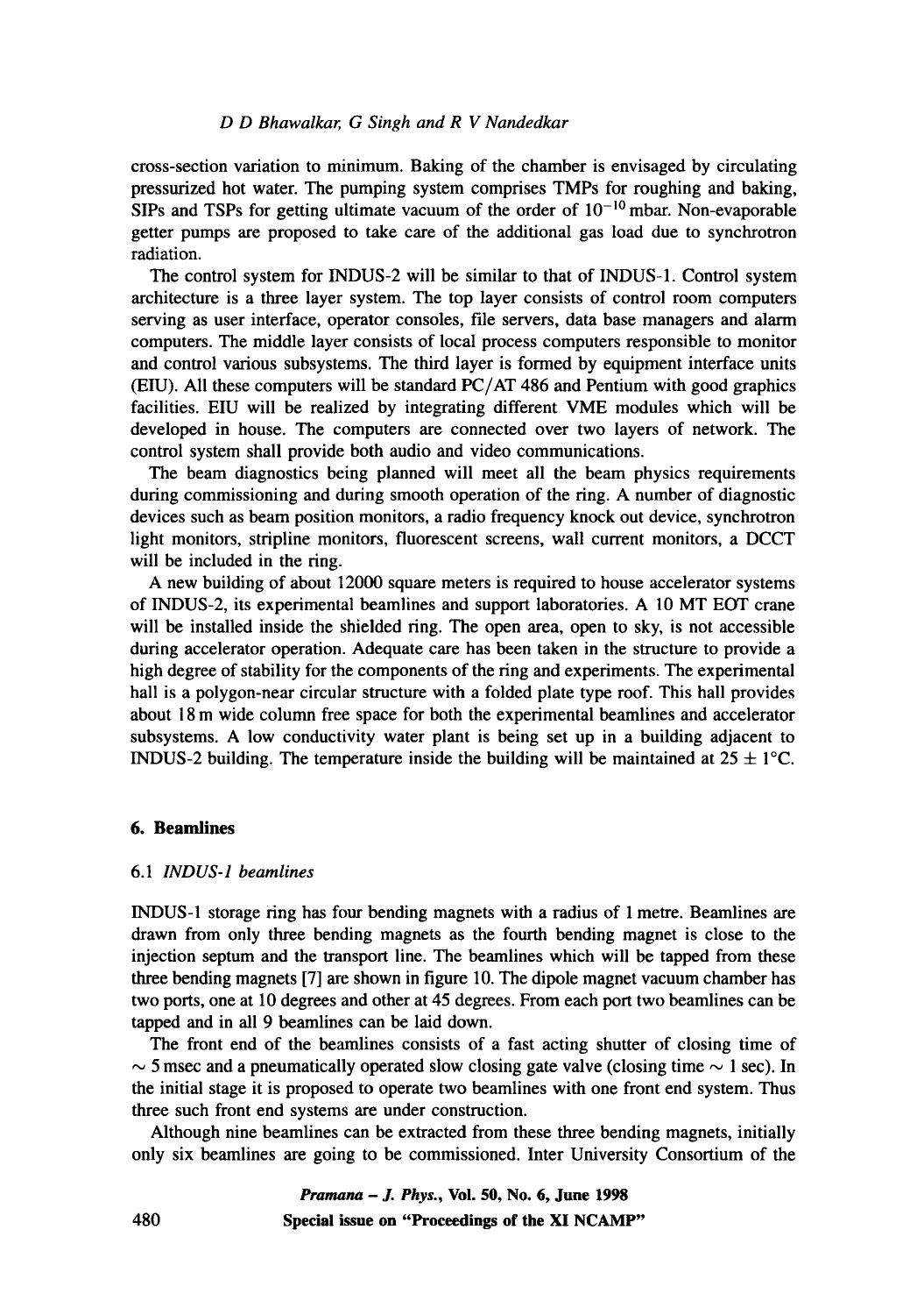cross-section variation to minimum. Baking of the chamber is envisaged by circulating pressurized hot water. The pumping system comprises TMPs for roughing and baking, SIPs and TSPs for getting ultimate vacuum of the order of $10^{-10}$ mbar. Non-evaporable getter pumps are proposed to take care of the additional gas load due to synchrotron radiation.

The control system for INDUS-2 will be similar to that of INDUS-1. Control system architecture is a three layer system. The top layer consists of control room computers serving as user interface, operator consoles, file servers, data base managers and alarm computers. The middle layer consists of local process computers responsible to monitor and control various subsystems. The third layer is formed by equipment interface units (EIU). All these computers will be standard PC/AT 486 and Pentium with good graphics facilities. EIU will be realized by integrating different VME modules which will be developed in house. The computers are connected over two layers of network. The control system shall provide both audio and video communications.

The beam diagnostics being planned will meet all the beam physics requirements during commissioning and during smooth operation of the ring. A number of diagnostic devices such as beam position monitors, a radio frequency knock out device, synchrotron light monitors, stripline monitors, fluorescent screens, wall current monitors, a DCCT will be included in the ring.

A new building of about 12000 square meters is required to house accelerator systems of INDUS-2, its experimental beamlines and support laboratories. A 10 MT EOT crane will be installed inside the shielded ring. The open area, open to sky, is not accessible during accelerator operation. Adequate care has been taken in the structure to provide a high degree of stability for the components of the ring and experiments. The experimental hall is a polygon-near circular structure with a folded plate type roof. This hall provides about 18 m wide column free space for both the experimental beamlines and accelerator subsystems. A low conductivity water plant is being set up in a building adjacent to INDUS-2 building. The temperature inside the building will be maintained at $25 \pm 1$°C.

## 6. Beamlines

### 6.1 *INDUS-1 beamlines*

INDUS-1 storage ring has four bending magnets with a radius of 1 metre. Beamlines are drawn from only three bending magnets as the fourth bending magnet is close to the injection septum and the transport line. The beamlines which will be tapped from these three bending magnets [7] are shown in figure 10. The dipole magnet vacuum chamber has two ports, one at 10 degrees and other at 45 degrees. From each port two beamlines can be tapped and in all 9 beamlines can be laid down.

The front end of the beamlines consists of a fast acting shutter of closing time of $\sim 5$ msec and a pneumatically operated slow closing gate valve (closing time $\sim 1$ sec). In the initial stage it is proposed to operate two beamlines with one front end system. Thus three such front end systems are under construction.

Although nine beamlines can be extracted from these three bending magnets, initially only six beamlines are going to be commissioned. Inter University Consortium of the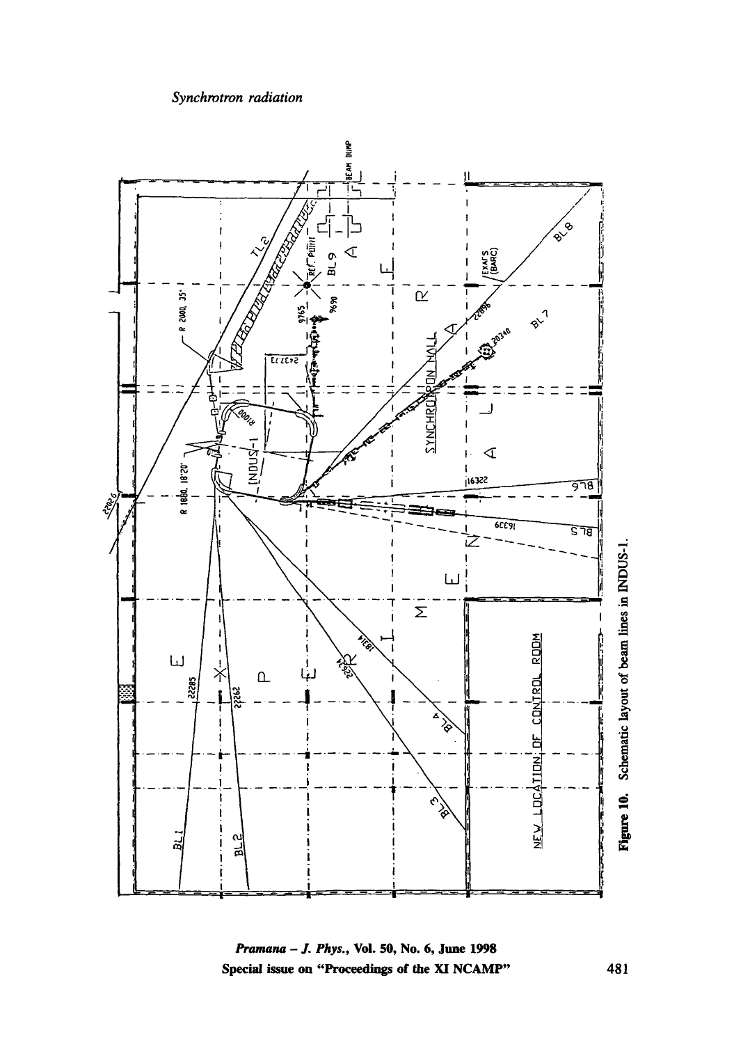Figure 10. Schematic layout of beam lines in INDUS-1.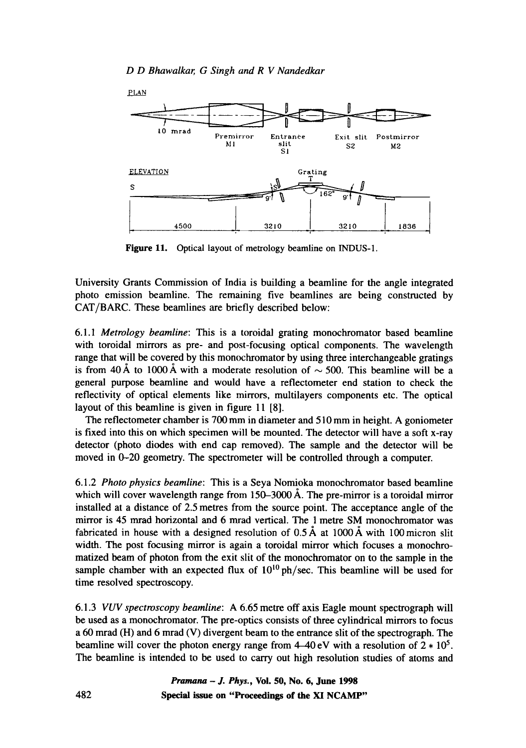Figure 11. Optical layout of metrology beamline on INDUS-1.

University Grants Commission of India is building a beamline for the angle integrated photo emission beamline. The remaining five beamlines are being constructed by CAT/BARC. These beamlines are briefly described below:

6.1.1 *Metrology beamline*: This is a toroidal grating monochromator based beamline with toroidal mirrors as pre- and post-focusing optical components. The wavelength range that will be covered by this monochromator by using three interchangeable gratings is from 40 Å to 1000 Å with a moderate resolution of $\sim 500$. This beamline will be a general purpose beamline and would have a reflectometer end station to check the reflectivity of optical elements like mirrors, multilayers components etc. The optical layout of this beamline is given in figure 11 [8].

The reflectometer chamber is 700 mm in diameter and 510 mm in height. A goniometer is fixed into this on which specimen will be mounted. The detector will have a soft x-ray detector (photo diodes with end cap removed). The sample and the detector will be moved in 0–20 geometry. The spectrometer will be controlled through a computer.

6.1.2 *Photo physics beamline*: This is a Seya Nomioka monochromator based beamline which will cover wavelength range from 150–3000 Å. The pre-mirror is a toroidal mirror installed at a distance of 2.5 metres from the source point. The acceptance angle of the mirror is 45 mrad horizontal and 6 mrad vertical. The 1 metre SM monochromator was fabricated in house with a designed resolution of 0.5 Å at 1000 Å with 100 micron slit width. The post focusing mirror is again a toroidal mirror which focuses a monochromatized beam of photon from the exit slit of the monochromator on to the sample in the sample chamber with an expected flux of $10^{10}$ ph/sec. This beamline will be used for time resolved spectroscopy.

6.1.3 *VUV spectroscopy beamline*: A 6.65 metre off axis Eagle mount spectrograph will be used as a monochromator. The pre-optics consists of three cylindrical mirrors to focus a 60 mrad (H) and 6 mrad (V) divergent beam to the entrance slit of the spectrograph. The beamline will cover the photon energy range from 4–40 eV with a resolution of $2 * 10^5$. The beamline is intended to be used to carry out high resolution studies of atoms and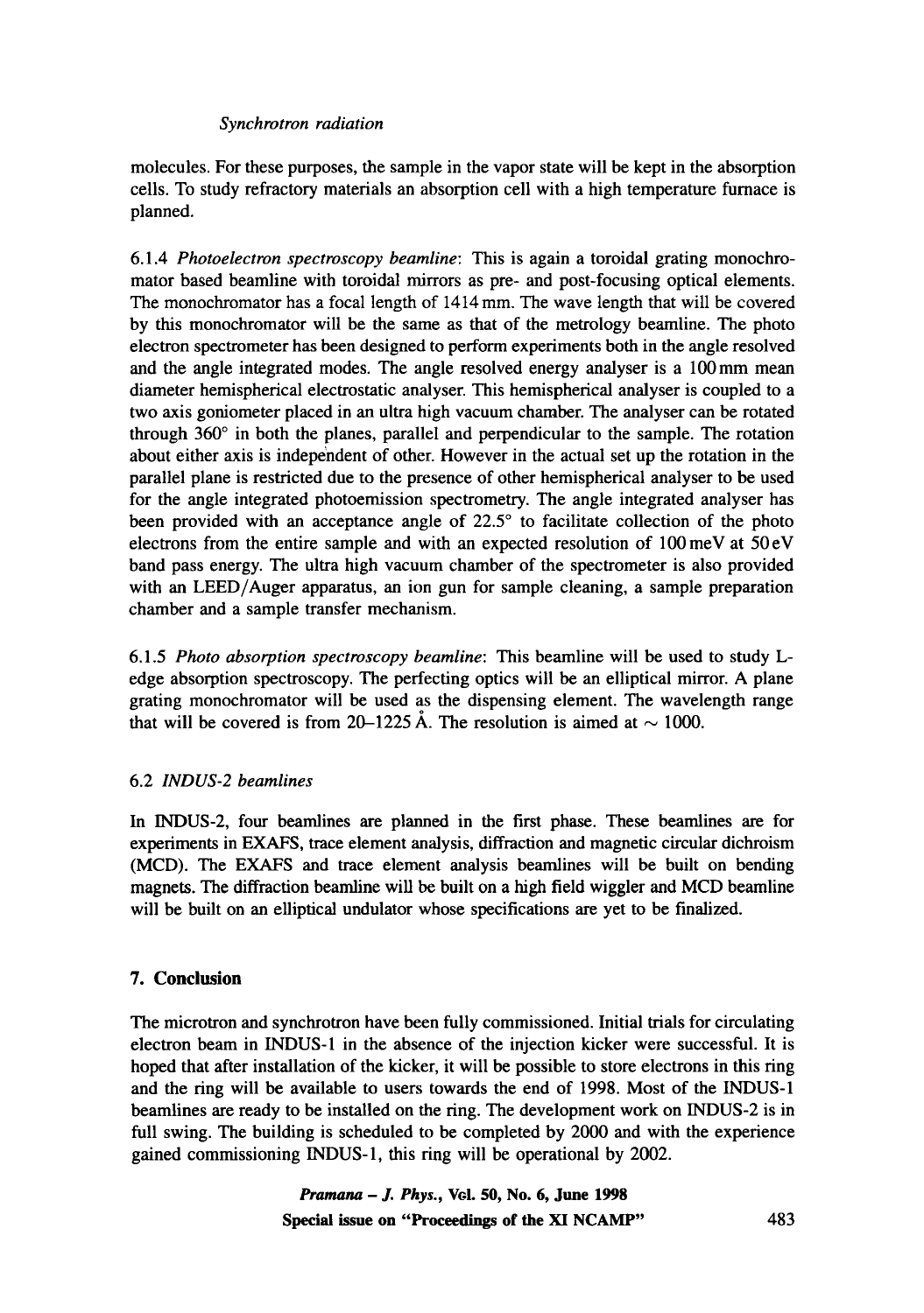molecules. For these purposes, the sample in the vapor state will be kept in the absorption cells. To study refractory materials an absorption cell with a high temperature furnace is planned.

6.1.4 *Photoelectron spectroscopy beamline*: This is again a toroidal grating monochromator based beamline with toroidal mirrors as pre- and post-focusing optical elements. The monochromator has a focal length of 1414 mm. The wave length that will be covered by this monochromator will be the same as that of the metrology beamline. The photo electron spectrometer has been designed to perform experiments both in the angle resolved and the angle integrated modes. The angle resolved energy analyser is a 100 mm mean diameter hemispherical electrostatic analyser. This hemispherical analyser is coupled to a two axis goniometer placed in an ultra high vacuum chamber. The analyser can be rotated through 360° in both the planes, parallel and perpendicular to the sample. The rotation about either axis is independent of other. However in the actual set up the rotation in the parallel plane is restricted due to the presence of other hemispherical analyser to be used for the angle integrated photoemission spectrometry. The angle integrated analyser has been provided with an acceptance angle of 22.5° to facilitate collection of the photo electrons from the entire sample and with an expected resolution of 100 meV at 50 eV band pass energy. The ultra high vacuum chamber of the spectrometer is also provided with an LEED/Auger apparatus, an ion gun for sample cleaning, a sample preparation chamber and a sample transfer mechanism.

6.1.5 *Photo absorption spectroscopy beamline*: This beamline will be used to study L-edge absorption spectroscopy. The perfecting optics will be an elliptical mirror. A plane grating monochromator will be used as the dispensing element. The wavelength range that will be covered is from 20–1225 Å. The resolution is aimed at $\sim$ 1000.

6.2 *INDUS-2 beamlines*

In INDUS-2, four beamlines are planned in the first phase. These beamlines are for experiments in EXAFS, trace element analysis, diffraction and magnetic circular dichroism (MCD). The EXAFS and trace element analysis beamlines will be built on bending magnets. The diffraction beamline will be built on a high field wiggler and MCD beamline will be built on an elliptical undulator whose specifications are yet to be finalized.

## 7. Conclusion

The microtron and synchrotron have been fully commissioned. Initial trials for circulating electron beam in INDUS-1 in the absence of the injection kicker were successful. It is hoped that after installation of the kicker, it will be possible to store electrons in this ring and the ring will be available to users towards the end of 1998. Most of the INDUS-1 beamlines are ready to be installed on the ring. The development work on INDUS-2 is in full swing. The building is scheduled to be completed by 2000 and with the experience gained commissioning INDUS-1, this ring will be operational by 2002.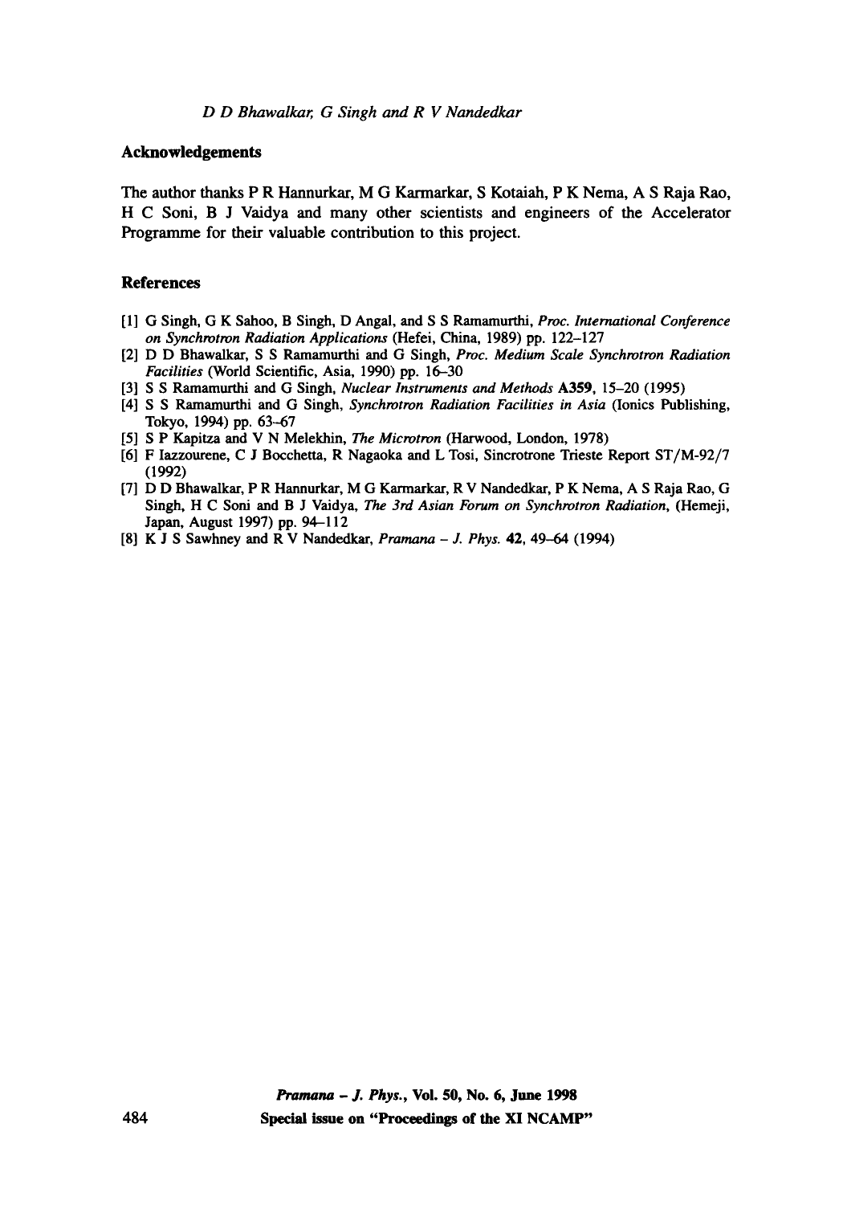## Acknowledgements

The author thanks P R Hannurkar, M G Karmarkar, S Kotaiah, P K Nema, A S Raja Rao, H C Soni, B J Vaidya and many other scientists and engineers of the Accelerator Programme for their valuable contribution to this project.

## References

[1] G Singh, G K Sahoo, B Singh, D Angal, and S S Ramamurthi, *Proc. International Conference on Synchrotron Radiation Applications* (Hefei, China, 1989) pp. 122–127

[2] D D Bhawalkar, S S Ramamurthi and G Singh, *Proc. Medium Scale Synchrotron Radiation Facilities* (World Scientific, Asia, 1990) pp. 16–30

[3] S S Ramamurthi and G Singh, *Nuclear Instruments and Methods* **A359**, 15–20 (1995)

[4] S S Ramamurthi and G Singh, *Synchrotron Radiation Facilities in Asia* (Ionics Publishing, Tokyo, 1994) pp. 63–67

[5] S P Kapitza and V N Melekhin, *The Microtron* (Harwood, London, 1978)

[6] F Iazzourene, C J Bocchetta, R Nagaoka and L Tosi, Sincrotrone Trieste Report ST/M-92/7 (1992)

[7] D D Bhawalkar, P R Hannurkar, M G Karmarkar, R V Nandedkar, P K Nema, A S Raja Rao, G Singh, H C Soni and B J Vaidya, *The 3rd Asian Forum on Synchrotron Radiation*, (Hemeji, Japan, August 1997) pp. 94–112

[8] K J S Sawhney and R V Nandedkar, *Pramana – J. Phys.* **42**, 49–64 (1994)